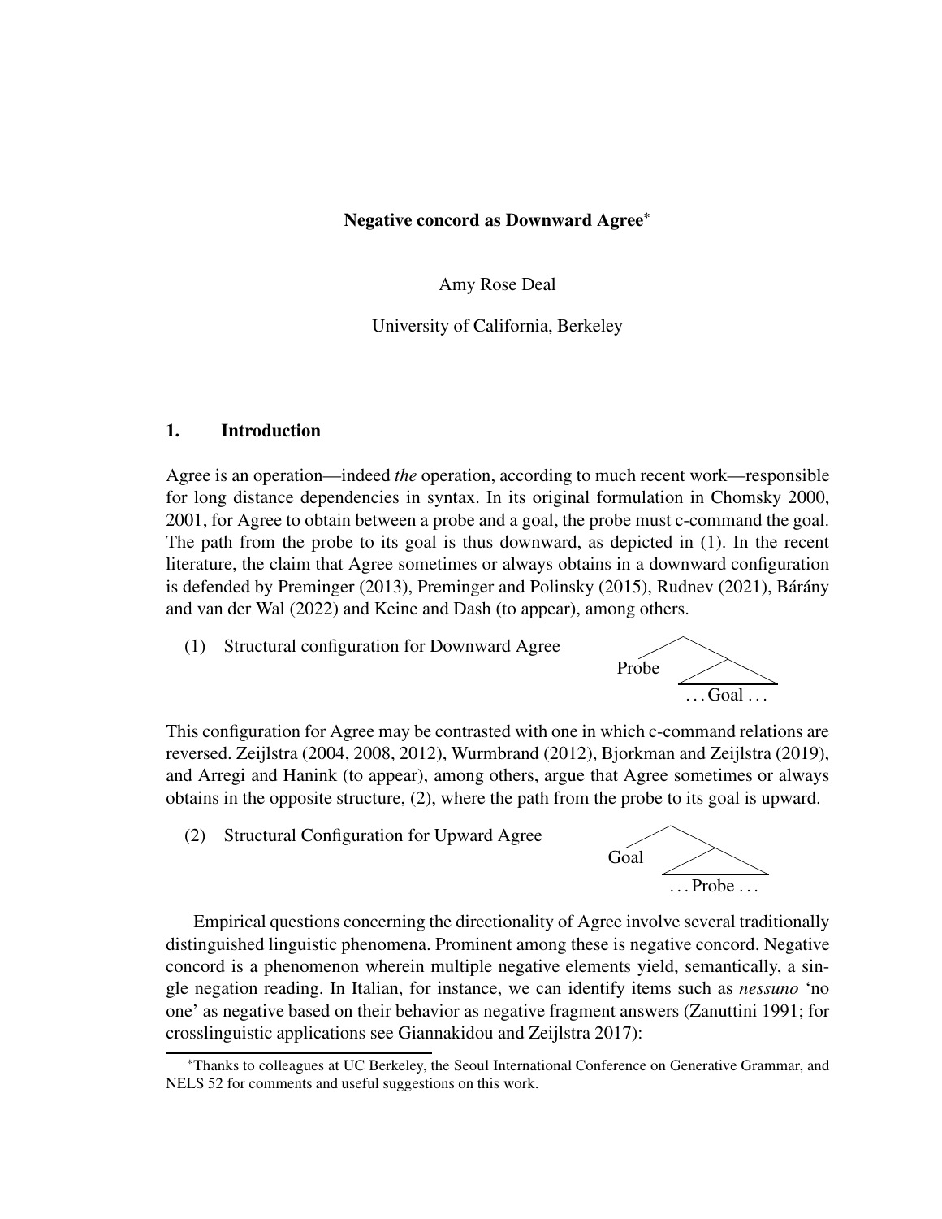# Negative concord as Downward Agree*

Amy Rose Deal

University of California, Berkeley

## 1. Introduction

Agree is an operation—indeed *the* operation, according to much recent work—responsible for long distance dependencies in syntax. In its original formulation in Chomsky 2000, 2001, for Agree to obtain between a probe and a goal, the probe must c-command the goal. The path from the probe to its goal is thus downward, as depicted in (1). In the recent literature, the claim that Agree sometimes or always obtains in a downward configuration is defended by Preminger (2013), Preminger and Polinsky (2015), Rudnev (2021), Bárány and van der Wal (2022) and Keine and Dash (to appear), among others.

(1) Structural configuration for Downward Agree

```
        /\
  Probe   /\
        ... Goal ...
```

This configuration for Agree may be contrasted with one in which c-command relations are reversed. Zeijlstra (2004, 2008, 2012), Wurmbrand (2012), Bjorkman and Zeijlstra (2019), and Arregi and Hanink (to appear), among others, argue that Agree sometimes or always obtains in the opposite structure, (2), where the path from the probe to its goal is upward.

(2) Structural Configuration for Upward Agree

```
        /\
  Goal    /\
        ... Probe ...
```

Empirical questions concerning the directionality of Agree involve several traditionally distinguished linguistic phenomena. Prominent among these is negative concord. Negative concord is a phenomenon wherein multiple negative elements yield, semantically, a single negation reading. In Italian, for instance, we can identify items such as *nessuno* 'no one' as negative based on their behavior as negative fragment answers (Zanuttini 1991; for crosslinguistic applications see Giannakidou and Zeijlstra 2017):

*Thanks to colleagues at UC Berkeley, the Seoul International Conference on Generative Grammar, and NELS 52 for comments and useful suggestions on this work.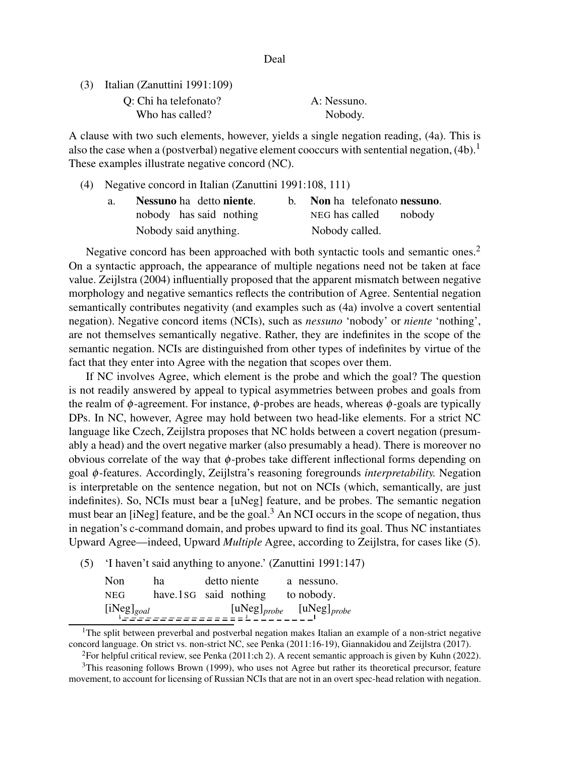(3) Italian (Zanuttini 1991:109)

| | |
|---|---|
| Q: Chi ha telefonato? | A: Nessuno. |
| Who has called? | Nobody. |

A clause with two such elements, however, yields a single negation reading, (4a). This is also the case when a (postverbal) negative element cooccurs with sentential negation, (4b).[1] These examples illustrate negative concord (NC).

(4) Negative concord in Italian (Zanuttini 1991:108, 111)

a. **Nessuno** ha detto **niente**.
nobody has said nothing
Nobody said anything.

b. **Non** ha telefonato **nessuno**.
NEG has called nobody
Nobody called.

Negative concord has been approached with both syntactic tools and semantic ones.[2] On a syntactic approach, the appearance of multiple negations need not be taken at face value. Zeijlstra (2004) influentially proposed that the apparent mismatch between negative morphology and negative semantics reflects the contribution of Agree. Sentential negation semantically contributes negativity (and examples such as (4a) involve a covert sentential negation). Negative concord items (NCIs), such as *nessuno* 'nobody' or *niente* 'nothing', are not themselves semantically negative. Rather, they are indefinites in the scope of the semantic negation. NCIs are distinguished from other types of indefinites by virtue of the fact that they enter into Agree with the negation that scopes over them.

If NC involves Agree, which element is the probe and which the goal? The question is not readily answered by appeal to typical asymmetries between probes and goals from the realm of $\phi$-agreement. For instance, $\phi$-probes are heads, whereas $\phi$-goals are typically DPs. In NC, however, Agree may hold between two head-like elements. For a strict NC language like Czech, Zeijlstra proposes that NC holds between a covert negation (presumably a head) and the overt negative marker (also presumably a head). There is moreover no obvious correlate of the way that $\phi$-probes take different inflectional forms depending on goal $\phi$-features. Accordingly, Zeijlstra's reasoning foregrounds *interpretability.* Negation is interpretable on the sentence negation, but not on NCIs (which, semantically, are just indefinites). So, NCIs must bear a [uNeg] feature, and be probes. The semantic negation must bear an [iNeg] feature, and be the goal.[3] An NCI occurs in the scope of negation, thus in negation's c-command domain, and probes upward to find its goal. Thus NC instantiates Upward Agree—indeed, Upward *Multiple* Agree, according to Zeijlstra, for cases like (5).

(5) 'I haven't said anything to anyone.' (Zanuttini 1991:147)

| Non | ha | detto niente | a nessuno. |
|---|---|---|---|
| NEG | have.1SG | said nothing | to nobody. |
| $[\text{iNeg}]_{goal}$ | | $[\text{uNeg}]_{probe}$ | $[\text{uNeg}]_{probe}$ |

[1] The split between preverbal and postverbal negation makes Italian an example of a non-strict negative concord language. On strict vs. non-strict NC, see Penka (2011:16-19), Giannakidou and Zeijlstra (2017).

[2] For helpful critical review, see Penka (2011:ch 2). A recent semantic approach is given by Kuhn (2022).

[3] This reasoning follows Brown (1999), who uses not Agree but rather its theoretical precursor, feature movement, to account for licensing of Russian NCIs that are not in an overt spec-head relation with negation.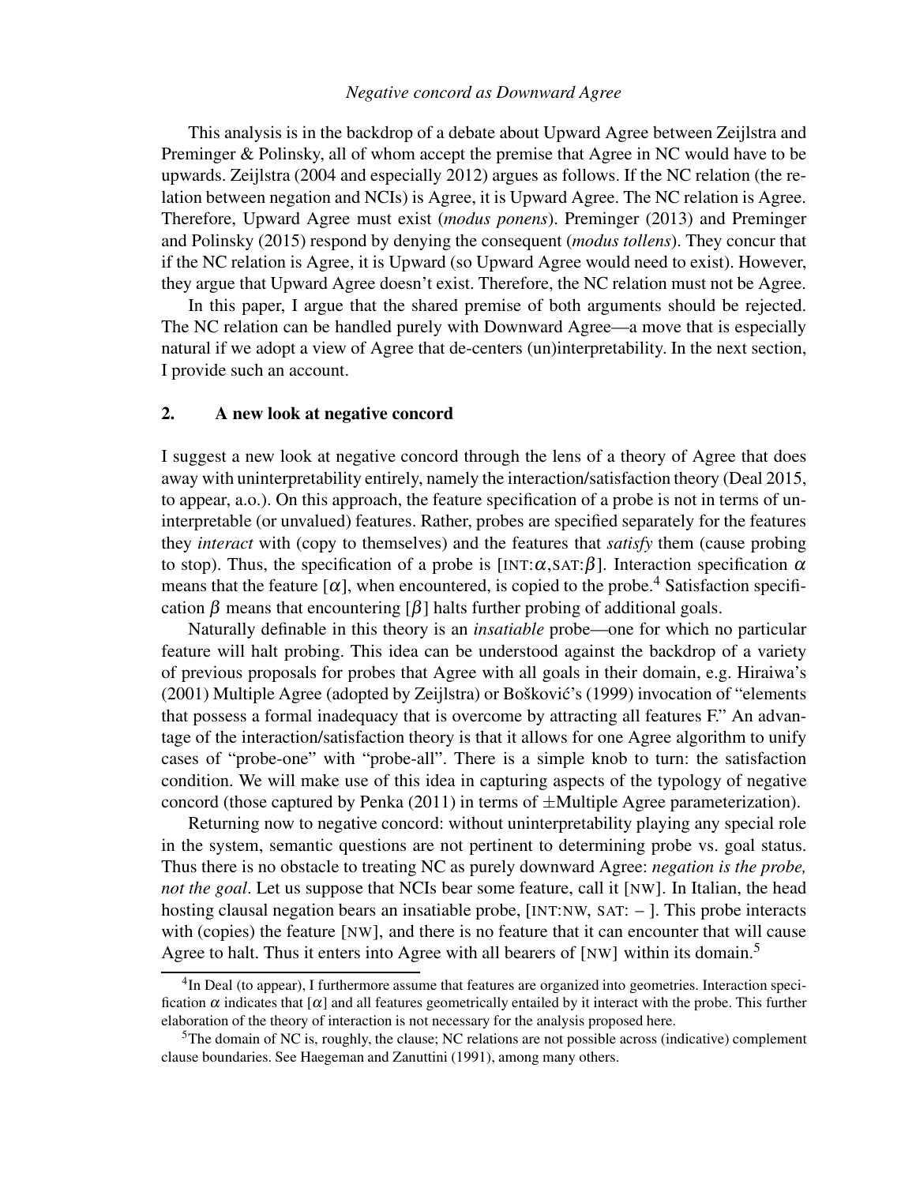This analysis is in the backdrop of a debate about Upward Agree between Zeijlstra and Preminger & Polinsky, all of whom accept the premise that Agree in NC would have to be upwards. Zeijlstra (2004 and especially 2012) argues as follows. If the NC relation (the relation between negation and NCIs) is Agree, it is Upward Agree. The NC relation is Agree. Therefore, Upward Agree must exist (*modus ponens*). Preminger (2013) and Preminger and Polinsky (2015) respond by denying the consequent (*modus tollens*). They concur that if the NC relation is Agree, it is Upward (so Upward Agree would need to exist). However, they argue that Upward Agree doesn't exist. Therefore, the NC relation must not be Agree.

In this paper, I argue that the shared premise of both arguments should be rejected. The NC relation can be handled purely with Downward Agree—a move that is especially natural if we adopt a view of Agree that de-centers (un)interpretability. In the next section, I provide such an account.

## 2. A new look at negative concord

I suggest a new look at negative concord through the lens of a theory of Agree that does away with uninterpretability entirely, namely the interaction/satisfaction theory (Deal 2015, to appear, a.o.). On this approach, the feature specification of a probe is not in terms of uninterpretable (or unvalued) features. Rather, probes are specified separately for the features they *interact* with (copy to themselves) and the features that *satisfy* them (cause probing to stop). Thus, the specification of a probe is [INT:$\alpha$,SAT:$\beta$]. Interaction specification $\alpha$ means that the feature [$\alpha$], when encountered, is copied to the probe.[4] Satisfaction specification $\beta$ means that encountering [$\beta$] halts further probing of additional goals.

Naturally definable in this theory is an *insatiable* probe—one for which no particular feature will halt probing. This idea can be understood against the backdrop of a variety of previous proposals for probes that Agree with all goals in their domain, e.g. Hiraiwa's (2001) Multiple Agree (adopted by Zeijlstra) or Bošković's (1999) invocation of "elements that possess a formal inadequacy that is overcome by attracting all features F." An advantage of the interaction/satisfaction theory is that it allows for one Agree algorithm to unify cases of "probe-one" with "probe-all". There is a simple knob to turn: the satisfaction condition. We will make use of this idea in capturing aspects of the typology of negative concord (those captured by Penka (2011) in terms of ±Multiple Agree parameterization).

Returning now to negative concord: without uninterpretability playing any special role in the system, semantic questions are not pertinent to determining probe vs. goal status. Thus there is no obstacle to treating NC as purely downward Agree: *negation is the probe, not the goal*. Let us suppose that NCIs bear some feature, call it [NW]. In Italian, the head hosting clausal negation bears an insatiable probe, [INT:NW, SAT: – ]. This probe interacts with (copies) the feature [NW], and there is no feature that it can encounter that will cause Agree to halt. Thus it enters into Agree with all bearers of [NW] within its domain.[5]

[4] In Deal (to appear), I furthermore assume that features are organized into geometries. Interaction specification $\alpha$ indicates that [$\alpha$] and all features geometrically entailed by it interact with the probe. This further elaboration of the theory of interaction is not necessary for the analysis proposed here.

[5] The domain of NC is, roughly, the clause; NC relations are not possible across (indicative) complement clause boundaries. See Haegeman and Zanuttini (1991), among many others.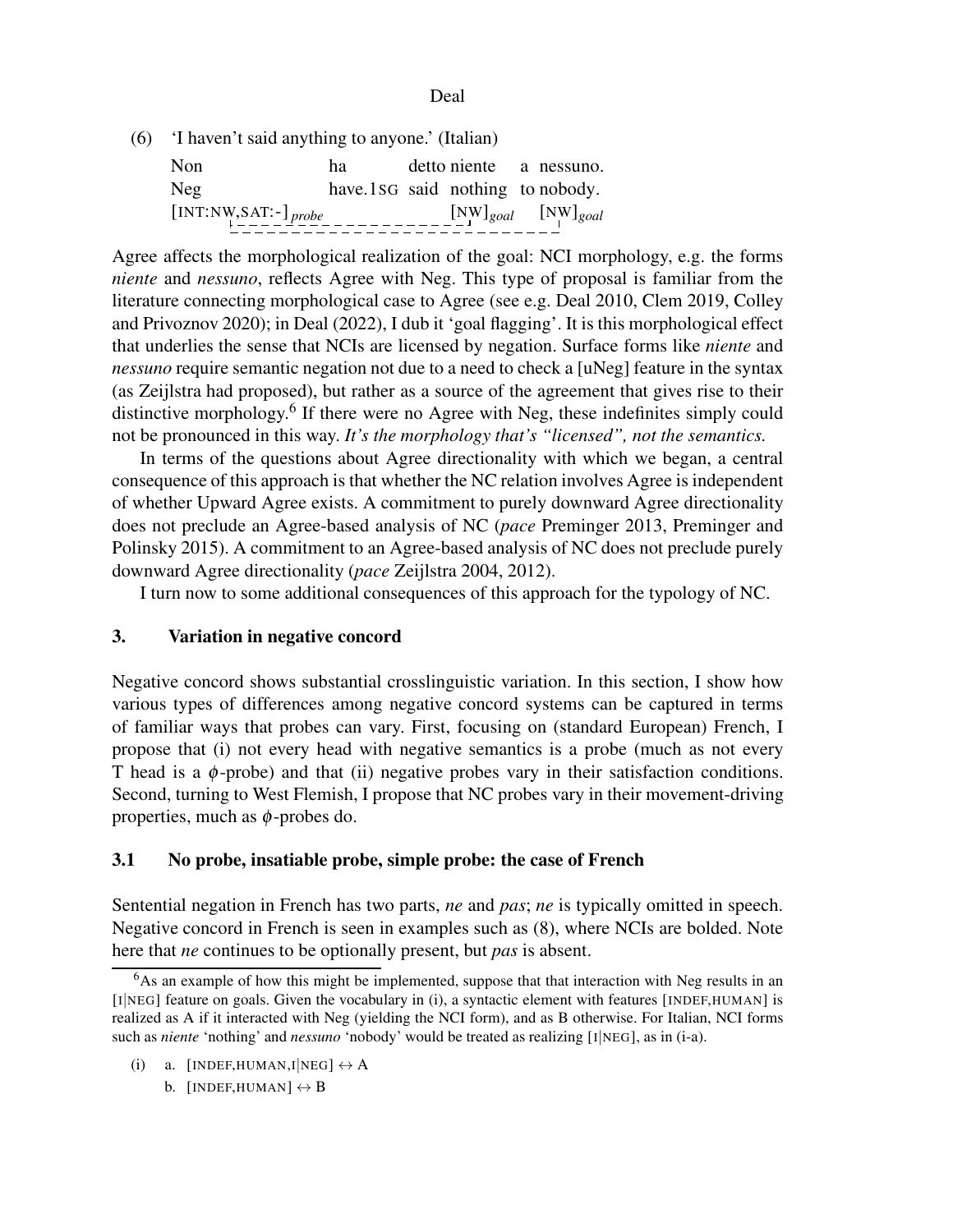(6) 'I haven't said anything to anyone.' (Italian)

| Non | ha | detto | niente | a | nessuno. |
|---|---|---|---|---|---|
| Neg | have.1SG | said | nothing | to | nobody. |
| [INT:NW,SAT:-]$_{probe}$ | | | [NW]$_{goal}$ | | [NW]$_{goal}$ |

Agree affects the morphological realization of the goal: NCI morphology, e.g. the forms *niente* and *nessuno*, reflects Agree with Neg. This type of proposal is familiar from the literature connecting morphological case to Agree (see e.g. Deal 2010, Clem 2019, Colley and Privoznov 2020); in Deal (2022), I dub it 'goal flagging'. It is this morphological effect that underlies the sense that NCIs are licensed by negation. Surface forms like *niente* and *nessuno* require semantic negation not due to a need to check a [uNeg] feature in the syntax (as Zeijlstra had proposed), but rather as a source of the agreement that gives rise to their distinctive morphology.[6] If there were no Agree with Neg, these indefinites simply could not be pronounced in this way. *It's the morphology that's "licensed", not the semantics.*

In terms of the questions about Agree directionality with which we began, a central consequence of this approach is that whether the NC relation involves Agree is independent of whether Upward Agree exists. A commitment to purely downward Agree directionality does not preclude an Agree-based analysis of NC (*pace* Preminger 2013, Preminger and Polinsky 2015). A commitment to an Agree-based analysis of NC does not preclude purely downward Agree directionality (*pace* Zeijlstra 2004, 2012).

I turn now to some additional consequences of this approach for the typology of NC.

## 3. Variation in negative concord

Negative concord shows substantial crosslinguistic variation. In this section, I show how various types of differences among negative concord systems can be captured in terms of familiar ways that probes can vary. First, focusing on (standard European) French, I propose that (i) not every head with negative semantics is a probe (much as not every T head is a $\phi$-probe) and that (ii) negative probes vary in their satisfaction conditions. Second, turning to West Flemish, I propose that NC probes vary in their movement-driving properties, much as $\phi$-probes do.

### 3.1 No probe, insatiable probe, simple probe: the case of French

Sentential negation in French has two parts, *ne* and *pas*; *ne* is typically omitted in speech. Negative concord in French is seen in examples such as (8), where NCIs are bolded. Note here that *ne* continues to be optionally present, but *pas* is absent.

---

[6] As an example of how this might be implemented, suppose that that interaction with Neg results in an [I|NEG] feature on goals. Given the vocabulary in (i), a syntactic element with features [INDEF,HUMAN] is realized as A if it interacted with Neg (yielding the NCI form), and as B otherwise. For Italian, NCI forms such as *niente* 'nothing' and *nessuno* 'nobody' would be treated as realizing [I|NEG], as in (i-a).

(i) a. [INDEF,HUMAN,I|NEG] $\leftrightarrow$ A
 b. [INDEF,HUMAN] $\leftrightarrow$ B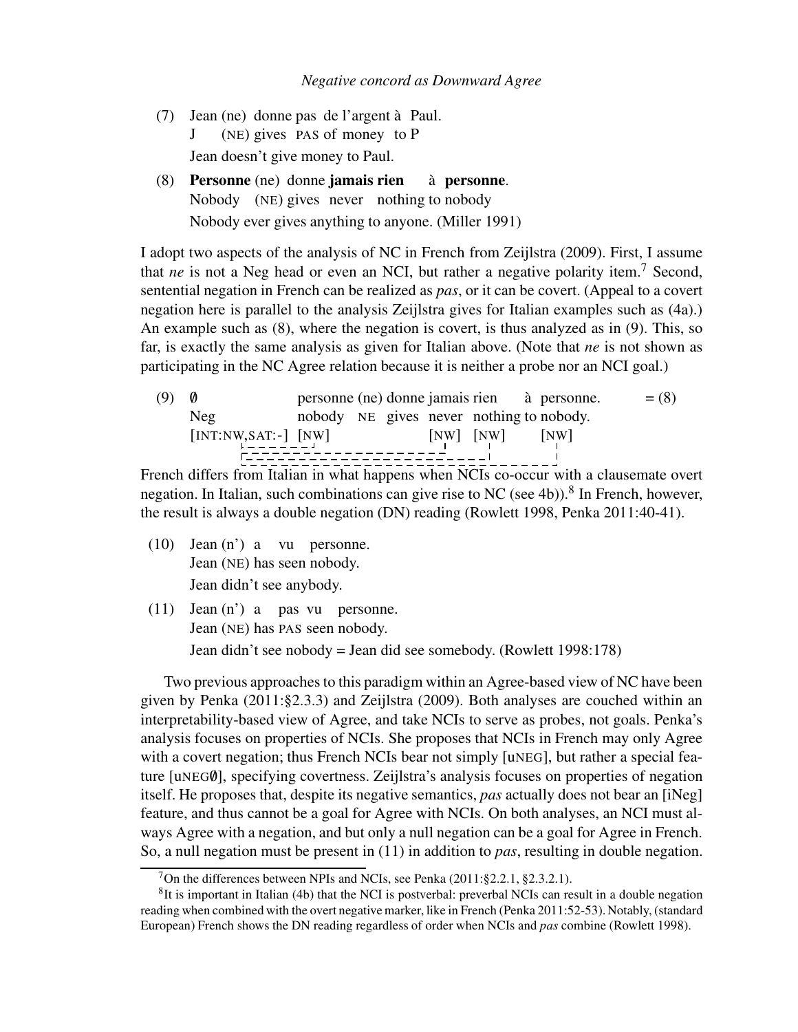(7) Jean (ne) donne pas de l'argent à Paul.
J (NE) gives PAS of money to P
Jean doesn't give money to Paul.

(8) **Personne** (ne) donne **jamais rien** à **personne**.
Nobody (NE) gives never nothing to nobody
Nobody ever gives anything to anyone. (Miller 1991)

I adopt two aspects of the analysis of NC in French from Zeijlstra (2009). First, I assume that *ne* is not a Neg head or even an NCI, but rather a negative polarity item.[7] Second, sentential negation in French can be realized as *pas*, or it can be covert. (Appeal to a covert negation here is parallel to the analysis Zeijlstra gives for Italian examples such as (4a).) An example such as (8), where the negation is covert, is thus analyzed as in (9). This, so far, is exactly the same analysis as given for Italian above. (Note that *ne* is not shown as participating in the NC Agree relation because it is neither a probe nor an NCI goal.)

(9) ∅ personne (ne) donne jamais rien à personne. = (8)
Neg nobody NE gives never nothing to nobody.
[INT:NW,SAT:-] [NW] [NW] [NW] [NW]

French differs from Italian in what happens when NCIs co-occur with a clausemate overt negation. In Italian, such combinations can give rise to NC (see 4b)).[8] In French, however, the result is always a double negation (DN) reading (Rowlett 1998, Penka 2011:40-41).

(10) Jean (n') a vu personne.
Jean (NE) has seen nobody.
Jean didn't see anybody.

(11) Jean (n') a pas vu personne.
Jean (NE) has PAS seen nobody.
Jean didn't see nobody = Jean did see somebody. (Rowlett 1998:178)

Two previous approaches to this paradigm within an Agree-based view of NC have been given by Penka (2011:§2.3.3) and Zeijlstra (2009). Both analyses are couched within an interpretability-based view of Agree, and take NCIs to serve as probes, not goals. Penka's analysis focuses on properties of NCIs. She proposes that NCIs in French may only Agree with a covert negation; thus French NCIs bear not simply [uNEG], but rather a special feature [uNEG∅], specifying covertness. Zeijlstra's analysis focuses on properties of negation itself. He proposes that, despite its negative semantics, *pas* actually does not bear an [iNeg] feature, and thus cannot be a goal for Agree with NCIs. On both analyses, an NCI must always Agree with a negation, and but only a null negation can be a goal for Agree in French. So, a null negation must be present in (11) in addition to *pas*, resulting in double negation.

[7] On the differences between NPIs and NCIs, see Penka (2011:§2.2.1, §2.3.2.1).

[8] It is important in Italian (4b) that the NCI is postverbal: preverbal NCIs can result in a double negation reading when combined with the overt negative marker, like in French (Penka 2011:52-53). Notably, (standard European) French shows the DN reading regardless of order when NCIs and *pas* combine (Rowlett 1998).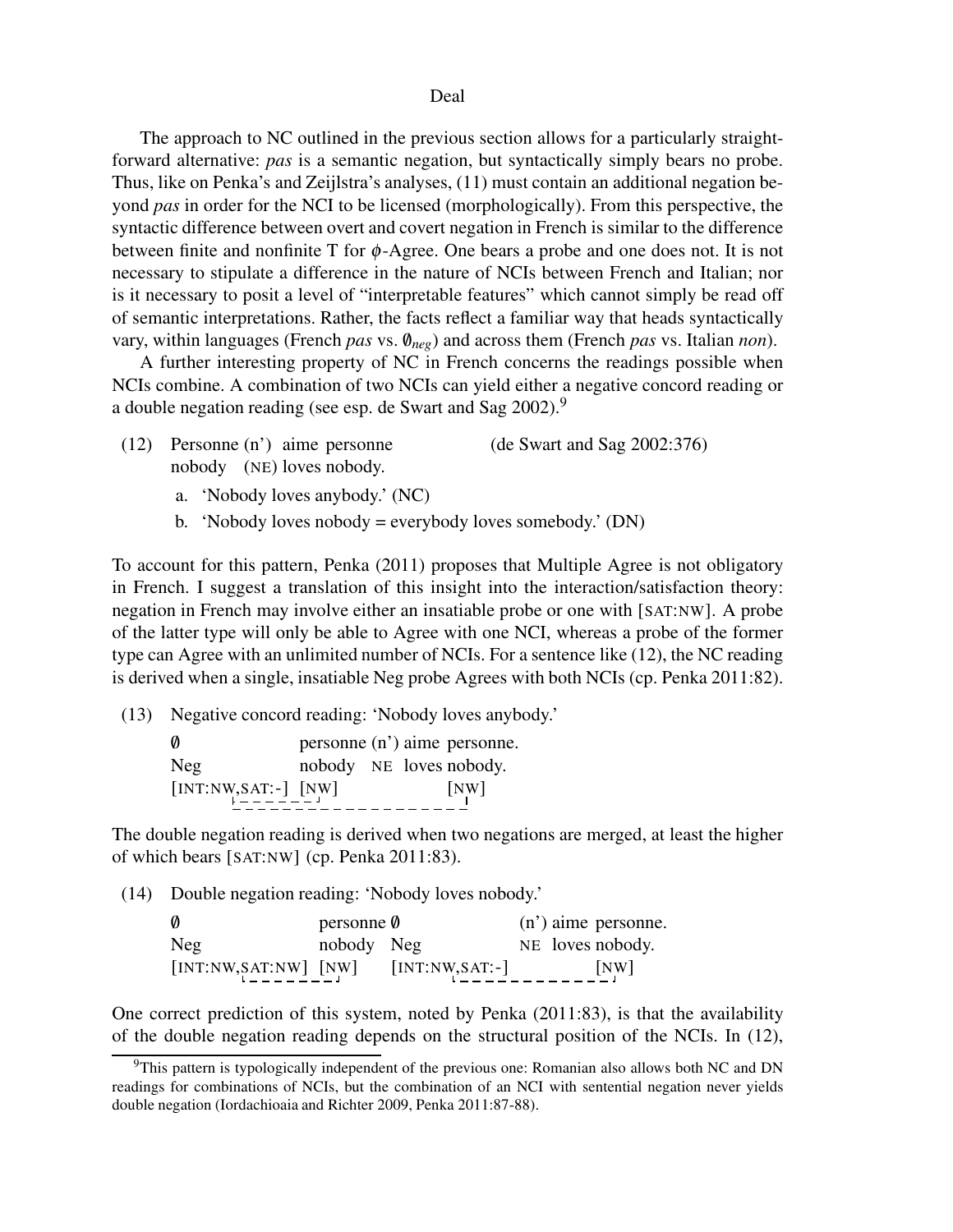The approach to NC outlined in the previous section allows for a particularly straightforward alternative: *pas* is a semantic negation, but syntactically simply bears no probe. Thus, like on Penka's and Zeijlstra's analyses, (11) must contain an additional negation beyond *pas* in order for the NCI to be licensed (morphologically). From this perspective, the syntactic difference between overt and covert negation in French is similar to the difference between finite and nonfinite T for $\phi$-Agree. One bears a probe and one does not. It is not necessary to stipulate a difference in the nature of NCIs between French and Italian; nor is it necessary to posit a level of "interpretable features" which cannot simply be read off of semantic interpretations. Rather, the facts reflect a familiar way that heads syntactically vary, within languages (French *pas* vs. $\emptyset_{neg}$) and across them (French *pas* vs. Italian *non*).

A further interesting property of NC in French concerns the readings possible when NCIs combine. A combination of two NCIs can yield either a negative concord reading or a double negation reading (see esp. de Swart and Sag 2002).[9]

(12) Personne (n') aime personne (de Swart and Sag 2002:376)
nobody (NE) loves nobody.

a. 'Nobody loves anybody.' (NC)

b. 'Nobody loves nobody = everybody loves somebody.' (DN)

To account for this pattern, Penka (2011) proposes that Multiple Agree is not obligatory in French. I suggest a translation of this insight into the interaction/satisfaction theory: negation in French may involve either an insatiable probe or one with [SAT:NW]. A probe of the latter type will only be able to Agree with one NCI, whereas a probe of the former type can Agree with an unlimited number of NCIs. For a sentence like (12), the NC reading is derived when a single, insatiable Neg probe Agrees with both NCIs (cp. Penka 2011:82).

(13) Negative concord reading: 'Nobody loves anybody.'

| $\emptyset$ | personne | (n') | aime | personne. |
|---|---|---|---|---|
| Neg | nobody | NE | loves | nobody. |
| [INT:NW,SAT:-] | [NW] | | | [NW] |

The double negation reading is derived when two negations are merged, at least the higher of which bears [SAT:NW] (cp. Penka 2011:83).

(14) Double negation reading: 'Nobody loves nobody.'

| $\emptyset$ | personne | $\emptyset$ | (n') | aime | personne. |
|---|---|---|---|---|---|
| Neg | nobody | Neg | NE | loves | nobody. |
| [INT:NW,SAT:NW] | [NW] | [INT:NW,SAT:-] | | | [NW] |

One correct prediction of this system, noted by Penka (2011:83), is that the availability of the double negation reading depends on the structural position of the NCIs. In (12),

[9] This pattern is typologically independent of the previous one: Romanian also allows both NC and DN readings for combinations of NCIs, but the combination of an NCI with sentential negation never yields double negation (Iordachioaia and Richter 2009, Penka 2011:87-88).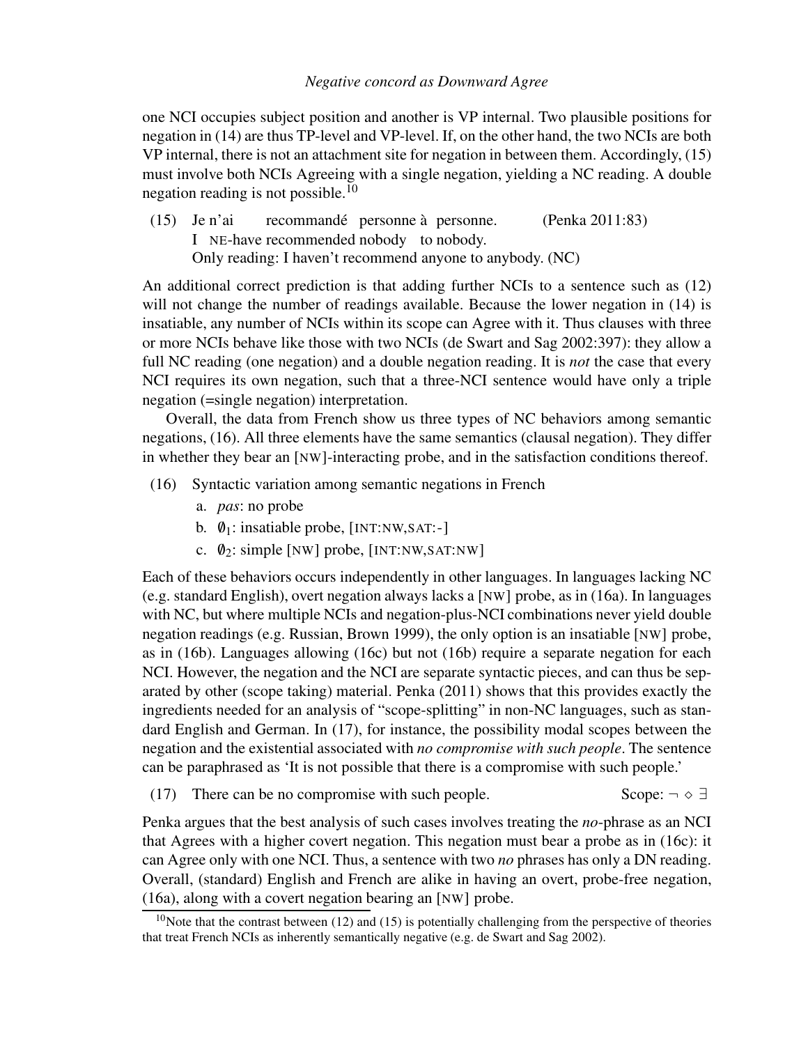one NCI occupies subject position and another is VP internal. Two plausible positions for negation in (14) are thus TP-level and VP-level. If, on the other hand, the two NCIs are both VP internal, there is not an attachment site for negation in between them. Accordingly, (15) must involve both NCIs Agreeing with a single negation, yielding a NC reading. A double negation reading is not possible.[10]

(15) Je n'ai recommandé personne à personne. (Penka 2011:83)
  I NE-have recommended nobody to nobody.
  Only reading: I haven't recommend anyone to anybody. (NC)

An additional correct prediction is that adding further NCIs to a sentence such as (12) will not change the number of readings available. Because the lower negation in (14) is insatiable, any number of NCIs within its scope can Agree with it. Thus clauses with three or more NCIs behave like those with two NCIs (de Swart and Sag 2002:397): they allow a full NC reading (one negation) and a double negation reading. It is *not* the case that every NCI requires its own negation, such that a three-NCI sentence would have only a triple negation (=single negation) interpretation.

Overall, the data from French show us three types of NC behaviors among semantic negations, (16). All three elements have the same semantics (clausal negation). They differ in whether they bear an [NW]-interacting probe, and in the satisfaction conditions thereof.

(16) Syntactic variation among semantic negations in French
  a. *pas*: no probe
  b. $\emptyset_1$: insatiable probe, [INT:NW,SAT:-]
  c. $\emptyset_2$: simple [NW] probe, [INT:NW,SAT:NW]

Each of these behaviors occurs independently in other languages. In languages lacking NC (e.g. standard English), overt negation always lacks a [NW] probe, as in (16a). In languages with NC, but where multiple NCIs and negation-plus-NCI combinations never yield double negation readings (e.g. Russian, Brown 1999), the only option is an insatiable [NW] probe, as in (16b). Languages allowing (16c) but not (16b) require a separate negation for each NCI. However, the negation and the NCI are separate syntactic pieces, and can thus be separated by other (scope taking) material. Penka (2011) shows that this provides exactly the ingredients needed for an analysis of "scope-splitting" in non-NC languages, such as standard English and German. In (17), for instance, the possibility modal scopes between the negation and the existential associated with *no compromise with such people*. The sentence can be paraphrased as 'It is not possible that there is a compromise with such people.'

(17) There can be no compromise with such people. Scope: $\neg \diamond \exists$

Penka argues that the best analysis of such cases involves treating the *no*-phrase as an NCI that Agrees with a higher covert negation. This negation must bear a probe as in (16c): it can Agree only with one NCI. Thus, a sentence with two *no* phrases has only a DN reading. Overall, (standard) English and French are alike in having an overt, probe-free negation, (16a), along with a covert negation bearing an [NW] probe.

[10] Note that the contrast between (12) and (15) is potentially challenging from the perspective of theories that treat French NCIs as inherently semantically negative (e.g. de Swart and Sag 2002).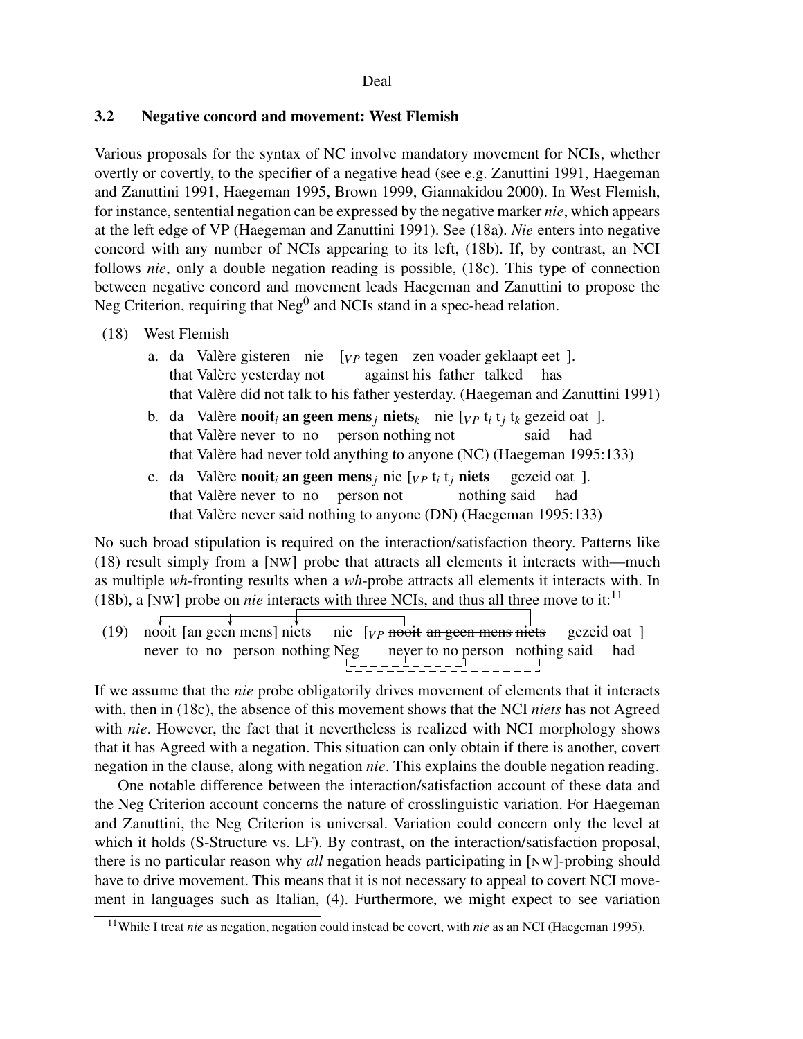### 3.2 Negative concord and movement: West Flemish

Various proposals for the syntax of NC involve mandatory movement for NCIs, whether overtly or covertly, to the specifier of a negative head (see e.g. Zanuttini 1991, Haegeman and Zanuttini 1991, Haegeman 1995, Brown 1999, Giannakidou 2000). In West Flemish, for instance, sentential negation can be expressed by the negative marker *nie*, which appears at the left edge of VP (Haegeman and Zanuttini 1991). See (18a). *Nie* enters into negative concord with any number of NCIs appearing to its left, (18b). If, by contrast, an NCI follows *nie*, only a double negation reading is possible, (18c). This type of connection between negative concord and movement leads Haegeman and Zanuttini to propose the Neg Criterion, requiring that $\text{Neg}^0$ and NCIs stand in a spec-head relation.

(18) West Flemish

a. da Valère gisteren nie [$_{VP}$ tegen zen voader geklaapt eet ].
   that Valère yesterday not against his father talked has
   that Valère did not talk to his father yesterday. (Haegeman and Zanuttini 1991)

b. da Valère **nooit**$_i$ **an geen mens**$_j$ **niets**$_k$ nie [$_{VP}$ $t_i$ $t_j$ $t_k$ gezeid oat ].
   that Valère never to no person nothing not said had
   that Valère had never told anything to anyone (NC) (Haegeman 1995:133)

c. da Valère **nooit**$_i$ **an geen mens**$_j$ nie [$_{VP}$ $t_i$ $t_j$ **niets** gezeid oat ].
   that Valère never to no person not nothing said had
   that Valère never said nothing to anyone (DN) (Haegeman 1995:133)

No such broad stipulation is required on the interaction/satisfaction theory. Patterns like (18) result simply from a [NW] probe that attracts all elements it interacts with—much as multiple *wh*-fronting results when a *wh*-probe attracts all elements it interacts with. In (18b), a [NW] probe on *nie* interacts with three NCIs, and thus all three move to it:[11]

(19) nooit [an geen mens] niets nie [$_{VP}$ ~~nooit~~ ~~an geen mens~~ ~~niets~~ gezeid oat ]
     never to no person nothing Neg never to no person nothing said had

If we assume that the *nie* probe obligatorily drives movement of elements that it interacts with, then in (18c), the absence of this movement shows that the NCI *niets* has not Agreed with *nie*. However, the fact that it nevertheless is realized with NCI morphology shows that it has Agreed with a negation. This situation can only obtain if there is another, covert negation in the clause, along with negation *nie*. This explains the double negation reading.

One notable difference between the interaction/satisfaction account of these data and the Neg Criterion account concerns the nature of crosslinguistic variation. For Haegeman and Zanuttini, the Neg Criterion is universal. Variation could concern only the level at which it holds (S-Structure vs. LF). By contrast, on the interaction/satisfaction proposal, there is no particular reason why *all* negation heads participating in [NW]-probing should have to drive movement. This means that it is not necessary to appeal to covert NCI movement in languages such as Italian, (4). Furthermore, we might expect to see variation

[11] While I treat *nie* as negation, negation could instead be covert, with *nie* as an NCI (Haegeman 1995).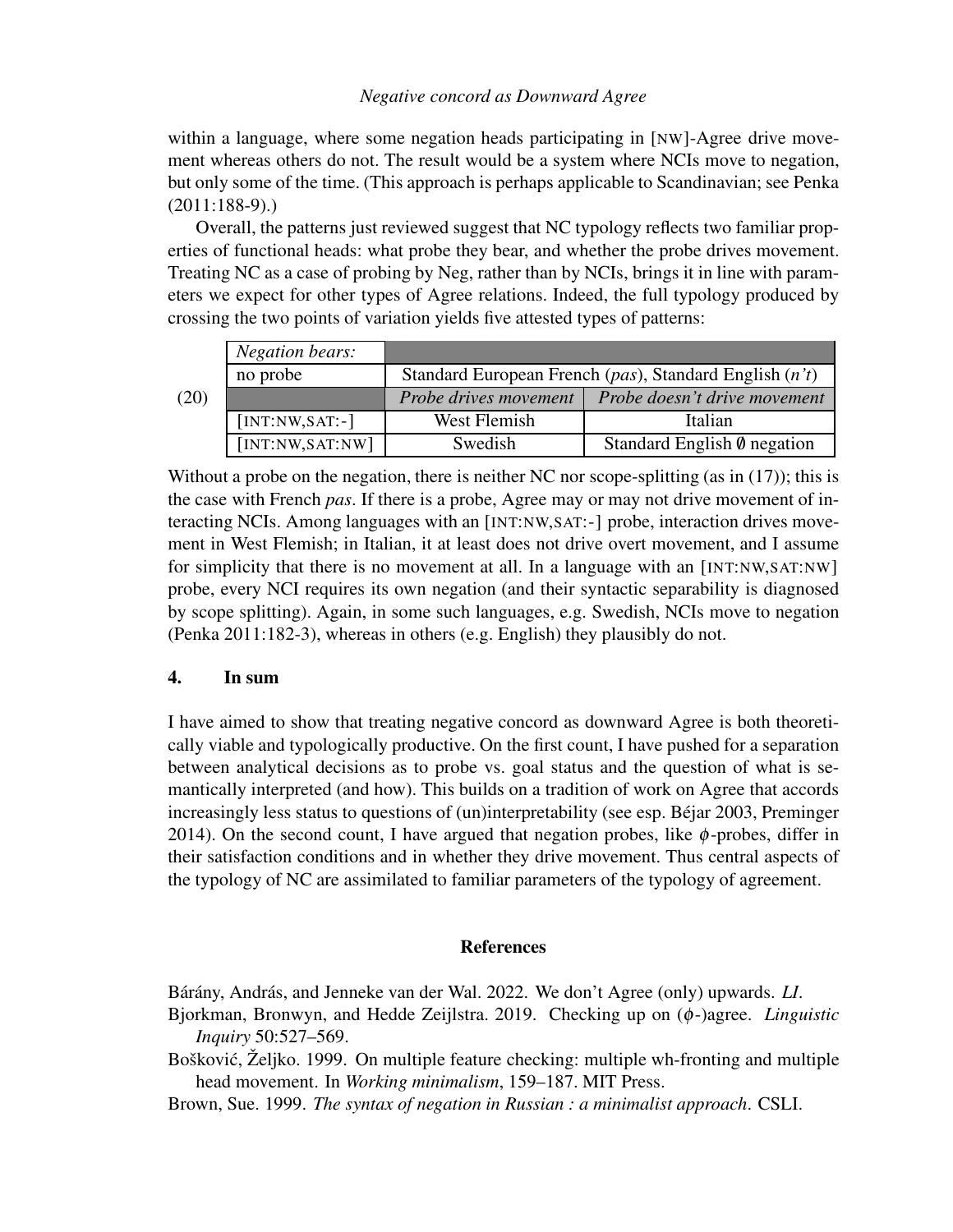within a language, where some negation heads participating in [NW]-Agree drive movement whereas others do not. The result would be a system where NCIs move to negation, but only some of the time. (This approach is perhaps applicable to Scandinavian; see Penka (2011:188-9).)

Overall, the patterns just reviewed suggest that NC typology reflects two familiar properties of functional heads: what probe they bear, and whether the probe drives movement. Treating NC as a case of probing by Neg, rather than by NCIs, brings it in line with parameters we expect for other types of Agree relations. Indeed, the full typology produced by crossing the two points of variation yields five attested types of patterns:

(20)

| *Negation bears:* | | |
|---|---|---|
| no probe | Standard European French (*pas*), Standard English (*n't*) | |
| | *Probe drives movement* | *Probe doesn't drive movement* |
| [INT:NW,SAT:-] | West Flemish | Italian |
| [INT:NW,SAT:NW] | Swedish | Standard English ∅ negation |

Without a probe on the negation, there is neither NC nor scope-splitting (as in (17)); this is the case with French *pas*. If there is a probe, Agree may or may not drive movement of interacting NCIs. Among languages with an [INT:NW,SAT:-] probe, interaction drives movement in West Flemish; in Italian, it at least does not drive overt movement, and I assume for simplicity that there is no movement at all. In a language with an [INT:NW,SAT:NW] probe, every NCI requires its own negation (and their syntactic separability is diagnosed by scope splitting). Again, in some such languages, e.g. Swedish, NCIs move to negation (Penka 2011:182-3), whereas in others (e.g. English) they plausibly do not.

## 4. In sum

I have aimed to show that treating negative concord as downward Agree is both theoretically viable and typologically productive. On the first count, I have pushed for a separation between analytical decisions as to probe vs. goal status and the question of what is semantically interpreted (and how). This builds on a tradition of work on Agree that accords increasingly less status to questions of (un)interpretability (see esp. Béjar 2003, Preminger 2014). On the second count, I have argued that negation probes, like $\phi$-probes, differ in their satisfaction conditions and in whether they drive movement. Thus central aspects of the typology of NC are assimilated to familiar parameters of the typology of agreement.

## References

Bárány, András, and Jenneke van der Wal. 2022. We don't Agree (only) upwards. *LI*.

Bjorkman, Bronwyn, and Hedde Zeijlstra. 2019. Checking up on ($\phi$-)agree. *Linguistic Inquiry* 50:527–569.

Bošković, Željko. 1999. On multiple feature checking: multiple wh-fronting and multiple head movement. In *Working minimalism*, 159–187. MIT Press.

Brown, Sue. 1999. *The syntax of negation in Russian : a minimalist approach*. CSLI.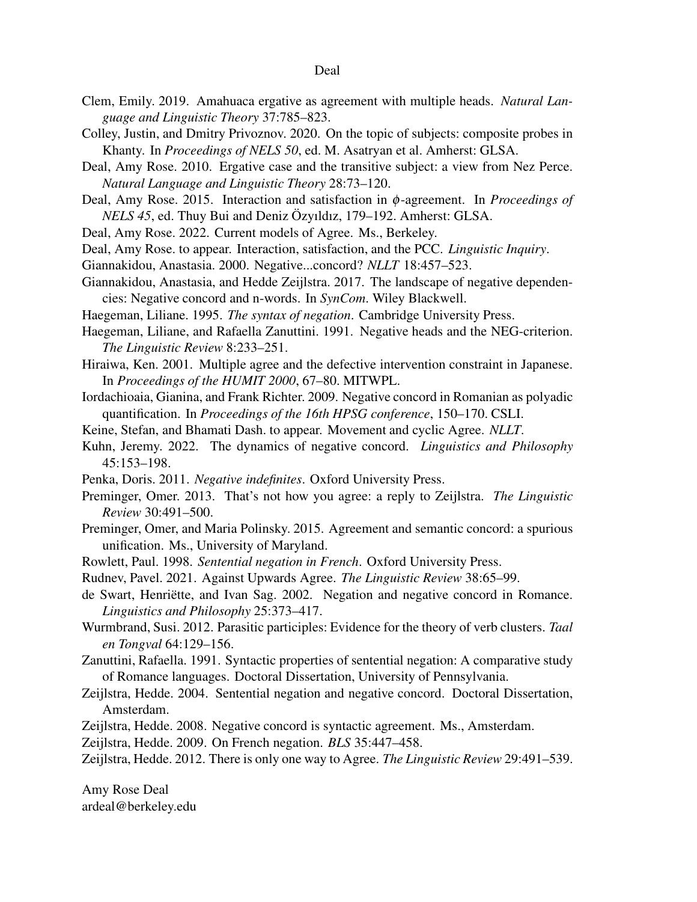Clem, Emily. 2019. Amahuaca ergative as agreement with multiple heads. *Natural Language and Linguistic Theory* 37:785–823.

Colley, Justin, and Dmitry Privoznov. 2020. On the topic of subjects: composite probes in Khanty. In *Proceedings of NELS 50*, ed. M. Asatryan et al. Amherst: GLSA.

Deal, Amy Rose. 2010. Ergative case and the transitive subject: a view from Nez Perce. *Natural Language and Linguistic Theory* 28:73–120.

Deal, Amy Rose. 2015. Interaction and satisfaction in $\phi$-agreement. In *Proceedings of NELS 45*, ed. Thuy Bui and Deniz Özyıldız, 179–192. Amherst: GLSA.

Deal, Amy Rose. 2022. Current models of Agree. Ms., Berkeley.

Deal, Amy Rose. to appear. Interaction, satisfaction, and the PCC. *Linguistic Inquiry*.

Giannakidou, Anastasia. 2000. Negative...concord? *NLLT* 18:457–523.

Giannakidou, Anastasia, and Hedde Zeijlstra. 2017. The landscape of negative dependencies: Negative concord and n-words. In *SynCom*. Wiley Blackwell.

Haegeman, Liliane. 1995. *The syntax of negation*. Cambridge University Press.

Haegeman, Liliane, and Rafaella Zanuttini. 1991. Negative heads and the NEG-criterion. *The Linguistic Review* 8:233–251.

Hiraiwa, Ken. 2001. Multiple agree and the defective intervention constraint in Japanese. In *Proceedings of the HUMIT 2000*, 67–80. MITWPL.

Iordachioaia, Gianina, and Frank Richter. 2009. Negative concord in Romanian as polyadic quantification. In *Proceedings of the 16th HPSG conference*, 150–170. CSLI.

Keine, Stefan, and Bhamati Dash. to appear. Movement and cyclic Agree. *NLLT*.

Kuhn, Jeremy. 2022. The dynamics of negative concord. *Linguistics and Philosophy* 45:153–198.

Penka, Doris. 2011. *Negative indefinites*. Oxford University Press.

Preminger, Omer. 2013. That's not how you agree: a reply to Zeijlstra. *The Linguistic Review* 30:491–500.

Preminger, Omer, and Maria Polinsky. 2015. Agreement and semantic concord: a spurious unification. Ms., University of Maryland.

Rowlett, Paul. 1998. *Sentential negation in French*. Oxford University Press.

Rudnev, Pavel. 2021. Against Upwards Agree. *The Linguistic Review* 38:65–99.

de Swart, Henriëtte, and Ivan Sag. 2002. Negation and negative concord in Romance. *Linguistics and Philosophy* 25:373–417.

Wurmbrand, Susi. 2012. Parasitic participles: Evidence for the theory of verb clusters. *Taal en Tongval* 64:129–156.

Zanuttini, Rafaella. 1991. Syntactic properties of sentential negation: A comparative study of Romance languages. Doctoral Dissertation, University of Pennsylvania.

Zeijlstra, Hedde. 2004. Sentential negation and negative concord. Doctoral Dissertation, Amsterdam.

Zeijlstra, Hedde. 2008. Negative concord is syntactic agreement. Ms., Amsterdam.

Zeijlstra, Hedde. 2009. On French negation. *BLS* 35:447–458.

Zeijlstra, Hedde. 2012. There is only one way to Agree. *The Linguistic Review* 29:491–539.

Amy Rose Deal
ardeal@berkeley.edu